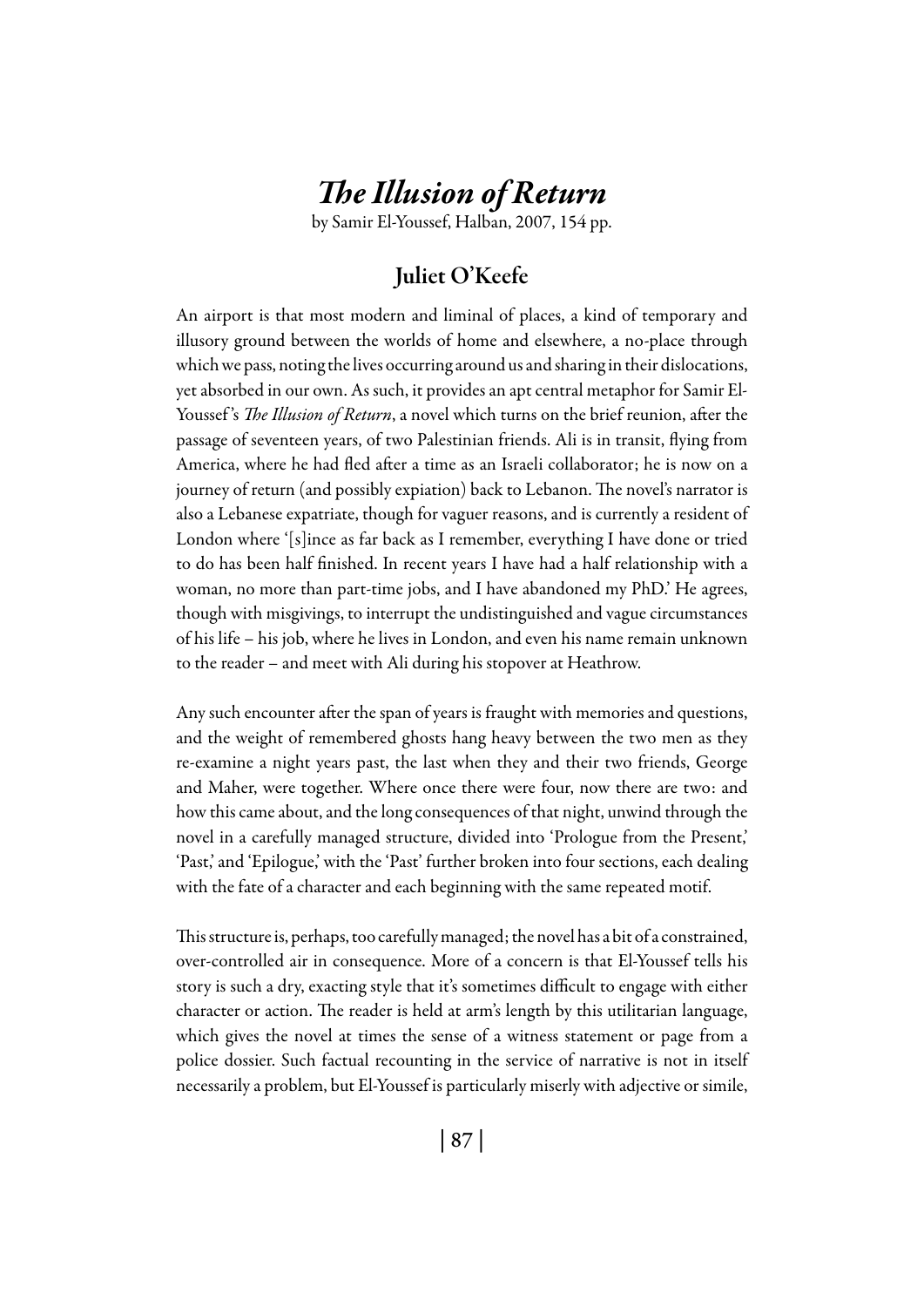# *The Illusion of Return*

by Samir El-Youssef, Halban, 2007, 154 pp.

## Juliet O'Keefe

An airport is that most modern and liminal of places, a kind of temporary and illusory ground between the worlds of home and elsewhere, a no-place through which we pass, noting the lives occurring around us and sharing in their dislocations, yet absorbed in our own. As such, it provides an apt central metaphor for Samir El-Youssef's *The Illusion of Return*, a novel which turns on the brief reunion, after the passage of seventeen years, of two Palestinian friends. Ali is in transit, flying from America, where he had fled after a time as an Israeli collaborator; he is now on a journey of return (and possibly expiation) back to Lebanon. The novel's narrator is also a Lebanese expatriate, though for vaguer reasons, and is currently a resident of London where '[s]ince as far back as I remember, everything I have done or tried to do has been half finished. In recent years I have had a half relationship with a woman, no more than part-time jobs, and I have abandoned my PhD.' He agrees, though with misgivings, to interrupt the undistinguished and vague circumstances of his life – his job, where he lives in London, and even his name remain unknown to the reader – and meet with Ali during his stopover at Heathrow.

Any such encounter after the span of years is fraught with memories and questions, and the weight of remembered ghosts hang heavy between the two men as they re-examine a night years past, the last when they and their two friends, George and Maher, were together. Where once there were four, now there are two: and how this came about, and the long consequences of that night, unwind through the novel in a carefully managed structure, divided into 'Prologue from the Present,' 'Past,' and 'Epilogue,' with the 'Past' further broken into four sections, each dealing with the fate of a character and each beginning with the same repeated motif.

This structure is, perhaps, too carefully managed; the novel has a bit of a constrained, over-controlled air in consequence. More of a concern is that El-Youssef tells his story is such a dry, exacting style that it's sometimes difficult to engage with either character or action. The reader is held at arm's length by this utilitarian language, which gives the novel at times the sense of a witness statement or page from a police dossier. Such factual recounting in the service of narrative is not in itself necessarily a problem, but El-Youssef is particularly miserly with adjective or simile,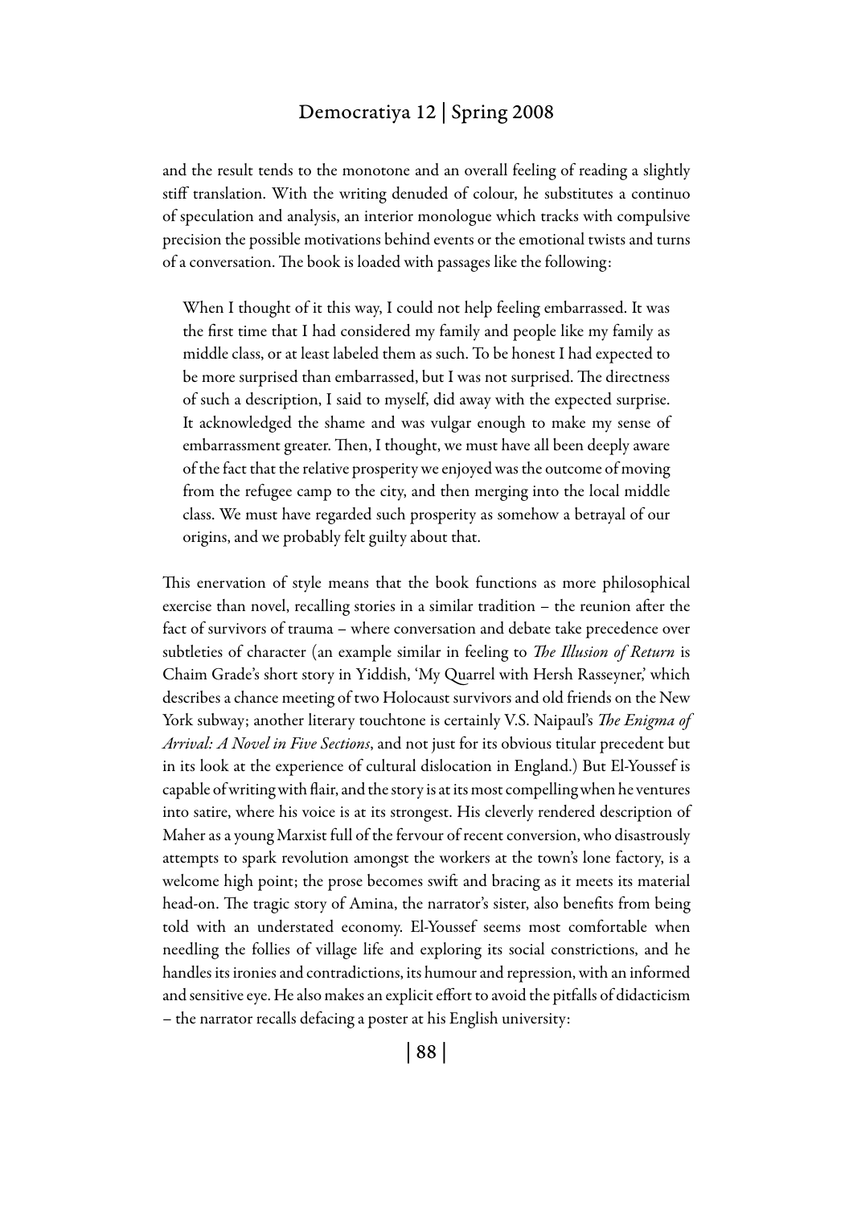and the result tends to the monotone and an overall feeling of reading a slightly stiff translation. With the writing denuded of colour, he substitutes a continuo of speculation and analysis, an interior monologue which tracks with compulsive precision the possible motivations behind events or the emotional twists and turns of a conversation. The book is loaded with passages like the following:

> When I thought of it this way, I could not help feeling embarrassed. It was the first time that I had considered my family and people like my family as middle class, or at least labeled them as such. To be honest I had expected to be more surprised than embarrassed, but I was not surprised. The directness of such a description, I said to myself, did away with the expected surprise. It acknowledged the shame and was vulgar enough to make my sense of embarrassment greater. Then, I thought, we must have all been deeply aware of the fact that the relative prosperity we enjoyed was the outcome of moving from the refugee camp to the city, and then merging into the local middle class. We must have regarded such prosperity as somehow a betrayal of our origins, and we probably felt guilty about that.

This enervation of style means that the book functions as more philosophical exercise than novel, recalling stories in a similar tradition – the reunion after the fact of survivors of trauma – where conversation and debate take precedence over subtleties of character (an example similar in feeling to *The Illusion of Return* is Chaim Grade's short story in Yiddish, 'My Quarrel with Hersh Rasseyner,' which describes a chance meeting of two Holocaust survivors and old friends on the New York subway; another literary touchtone is certainly V.S. Naipaul's *The Enigma of Arrival: A Novel in Five Sections*, and not just for its obvious titular precedent but in its look at the experience of cultural dislocation in England.) But El-Youssef is capable of writing with flair, and the story is at its most compelling when he ventures into satire, where his voice is at its strongest. His cleverly rendered description of Maher as a young Marxist full of the fervour of recent conversion, who disastrously attempts to spark revolution amongst the workers at the town's lone factory, is a welcome high point; the prose becomes swift and bracing as it meets its material head-on. The tragic story of Amina, the narrator's sister, also benefits from being told with an understated economy. El-Youssef seems most comfortable when needling the follies of village life and exploring its social constrictions, and he handles its ironies and contradictions, its humour and repression, with an informed and sensitive eye. He also makes an explicit effort to avoid the pitfalls of didacticism – the narrator recalls defacing a poster at his English university: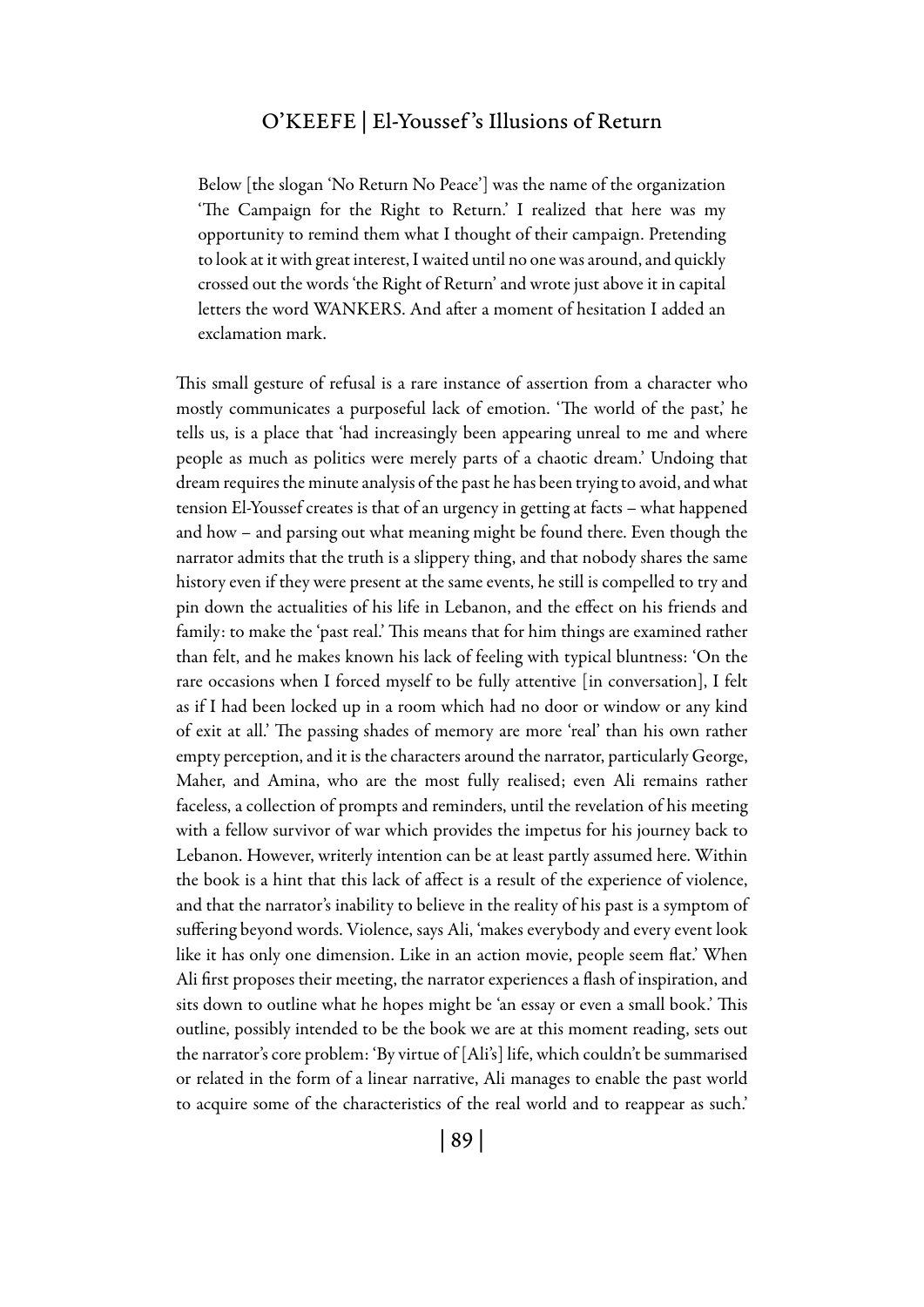> Below [the slogan 'No Return No Peace'] was the name of the organization 'The Campaign for the Right to Return.' I realized that here was my opportunity to remind them what I thought of their campaign. Pretending to look at it with great interest, I waited until no one was around, and quickly crossed out the words 'the Right of Return' and wrote just above it in capital letters the word WANKERS. And after a moment of hesitation I added an exclamation mark.

This small gesture of refusal is a rare instance of assertion from a character who mostly communicates a purposeful lack of emotion. 'The world of the past,' he tells us, is a place that 'had increasingly been appearing unreal to me and where people as much as politics were merely parts of a chaotic dream.' Undoing that dream requires the minute analysis of the past he has been trying to avoid, and what tension El-Youssef creates is that of an urgency in getting at facts – what happened and how – and parsing out what meaning might be found there. Even though the narrator admits that the truth is a slippery thing, and that nobody shares the same history even if they were present at the same events, he still is compelled to try and pin down the actualities of his life in Lebanon, and the effect on his friends and family: to make the 'past real.' This means that for him things are examined rather than felt, and he makes known his lack of feeling with typical bluntness: 'On the rare occasions when I forced myself to be fully attentive [in conversation], I felt as if I had been locked up in a room which had no door or window or any kind of exit at all.' The passing shades of memory are more 'real' than his own rather empty perception, and it is the characters around the narrator, particularly George, Maher, and Amina, who are the most fully realised; even Ali remains rather faceless, a collection of prompts and reminders, until the revelation of his meeting with a fellow survivor of war which provides the impetus for his journey back to Lebanon. However, writerly intention can be at least partly assumed here. Within the book is a hint that this lack of affect is a result of the experience of violence, and that the narrator's inability to believe in the reality of his past is a symptom of suffering beyond words. Violence, says Ali, 'makes everybody and every event look like it has only one dimension. Like in an action movie, people seem flat.' When Ali first proposes their meeting, the narrator experiences a flash of inspiration, and sits down to outline what he hopes might be 'an essay or even a small book.' This outline, possibly intended to be the book we are at this moment reading, sets out the narrator's core problem: 'By virtue of [Ali's] life, which couldn't be summarised or related in the form of a linear narrative, Ali manages to enable the past world to acquire some of the characteristics of the real world and to reappear as such.'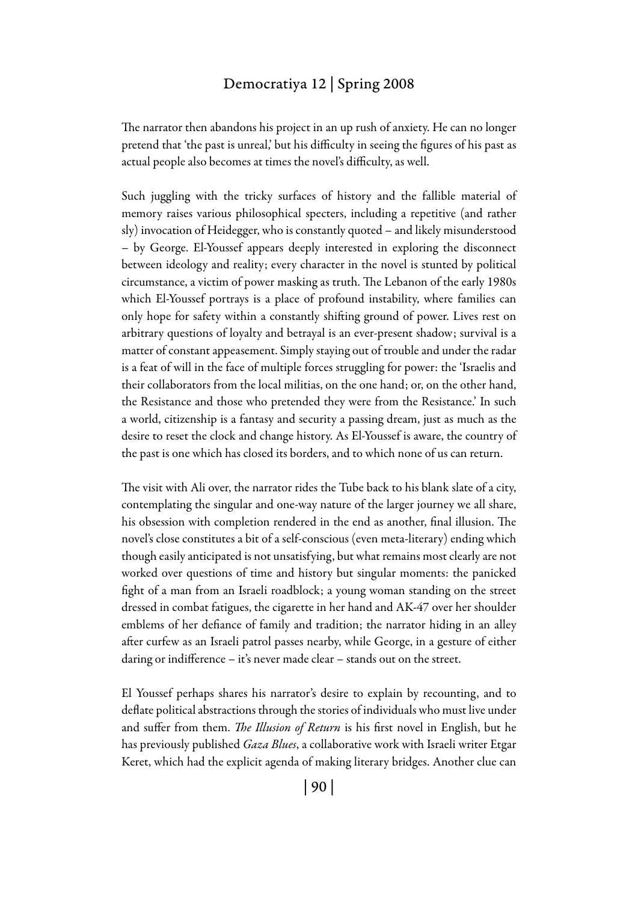The narrator then abandons his project in an up rush of anxiety. He can no longer pretend that 'the past is unreal,' but his difficulty in seeing the figures of his past as actual people also becomes at times the novel's difficulty, as well.

Such juggling with the tricky surfaces of history and the fallible material of memory raises various philosophical specters, including a repetitive (and rather sly) invocation of Heidegger, who is constantly quoted – and likely misunderstood – by George. El-Youssef appears deeply interested in exploring the disconnect between ideology and reality; every character in the novel is stunted by political circumstance, a victim of power masking as truth. The Lebanon of the early 1980s which El-Youssef portrays is a place of profound instability, where families can only hope for safety within a constantly shifting ground of power. Lives rest on arbitrary questions of loyalty and betrayal is an ever-present shadow; survival is a matter of constant appeasement. Simply staying out of trouble and under the radar is a feat of will in the face of multiple forces struggling for power: the 'Israelis and their collaborators from the local militias, on the one hand; or, on the other hand, the Resistance and those who pretended they were from the Resistance.' In such a world, citizenship is a fantasy and security a passing dream, just as much as the desire to reset the clock and change history. As El-Youssef is aware, the country of the past is one which has closed its borders, and to which none of us can return.

The visit with Ali over, the narrator rides the Tube back to his blank slate of a city, contemplating the singular and one-way nature of the larger journey we all share, his obsession with completion rendered in the end as another, final illusion. The novel's close constitutes a bit of a self-conscious (even meta-literary) ending which though easily anticipated is not unsatisfying, but what remains most clearly are not worked over questions of time and history but singular moments: the panicked fight of a man from an Israeli roadblock; a young woman standing on the street dressed in combat fatigues, the cigarette in her hand and AK-47 over her shoulder emblems of her defiance of family and tradition; the narrator hiding in an alley after curfew as an Israeli patrol passes nearby, while George, in a gesture of either daring or indifference – it's never made clear – stands out on the street.

El Youssef perhaps shares his narrator's desire to explain by recounting, and to deflate political abstractions through the stories of individuals who must live under and suffer from them. *The Illusion of Return* is his first novel in English, but he has previously published *Gaza Blues*, a collaborative work with Israeli writer Etgar Keret, which had the explicit agenda of making literary bridges. Another clue can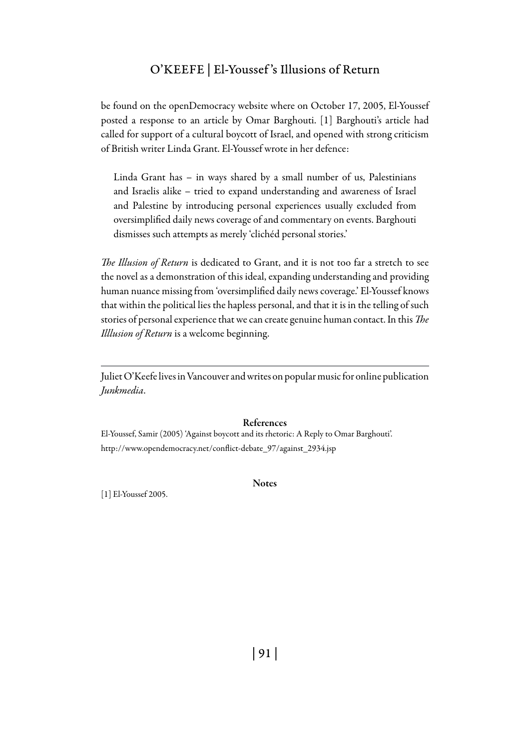be found on the openDemocracy website where on October 17, 2005, El-Youssef posted a response to an article by Omar Barghouti. [1] Barghouti's article had called for support of a cultural boycott of Israel, and opened with strong criticism of British writer Linda Grant. El-Youssef wrote in her defence:

> Linda Grant has – in ways shared by a small number of us, Palestinians and Israelis alike – tried to expand understanding and awareness of Israel and Palestine by introducing personal experiences usually excluded from oversimplified daily news coverage of and commentary on events. Barghouti dismisses such attempts as merely 'clichéd personal stories.'

*The Illusion of Return* is dedicated to Grant, and it is not too far a stretch to see the novel as a demonstration of this ideal, expanding understanding and providing human nuance missing from 'oversimplified daily news coverage.' El-Youssef knows that within the political lies the hapless personal, and that it is in the telling of such stories of personal experience that we can create genuine human contact. In this *The Illlusion of Return* is a welcome beginning.

---

Juliet O'Keefe lives in Vancouver and writes on popular music for online publication *Junkmedia*.

## References

El-Youssef, Samir (2005) 'Against boycott and its rhetoric: A Reply to Omar Barghouti'. http://www.opendemocracy.net/conflict-debate_97/against_2934.jsp

## Notes

[1] El-Youssef 2005.